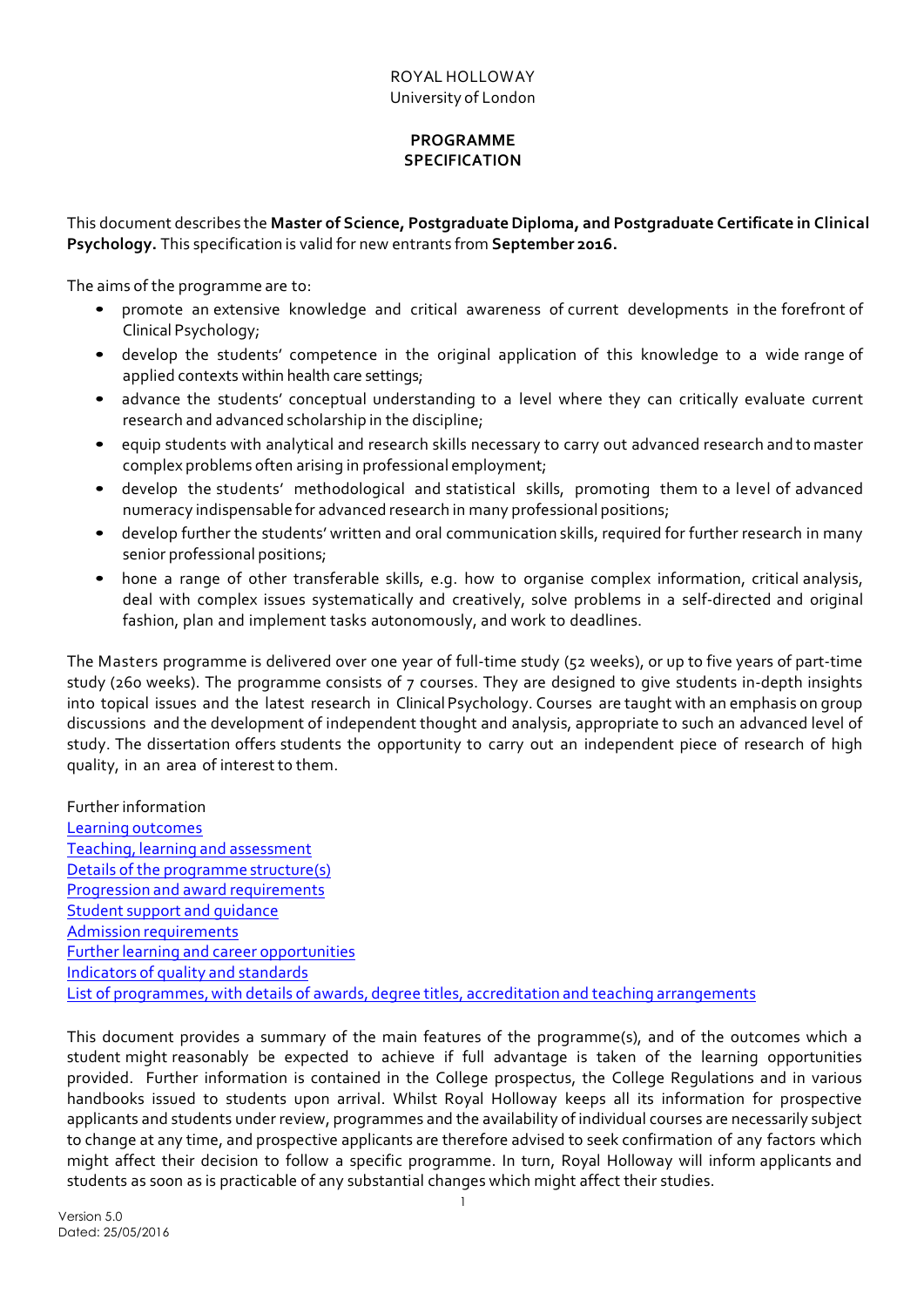ROYAL HOLLOWAY
University of London

# PROGRAMME SPECIFICATION

This document describes the **Master of Science, Postgraduate Diploma, and Postgraduate Certificate in Clinical Psychology.** This specification is valid for new entrants from **September 2016.**

The aims of the programme are to:

- promote an extensive knowledge and critical awareness of current developments in the forefront of Clinical Psychology;
- develop the students' competence in the original application of this knowledge to a wide range of applied contexts within health care settings;
- advance the students' conceptual understanding to a level where they can critically evaluate current research and advanced scholarship in the discipline;
- equip students with analytical and research skills necessary to carry out advanced research and to master complex problems often arising in professional employment;
- develop the students' methodological and statistical skills, promoting them to a level of advanced numeracy indispensable for advanced research in many professional positions;
- develop further the students' written and oral communication skills, required for further research in many senior professional positions;
- hone a range of other transferable skills, e.g. how to organise complex information, critical analysis, deal with complex issues systematically and creatively, solve problems in a self-directed and original fashion, plan and implement tasks autonomously, and work to deadlines.

The Masters programme is delivered over one year of full-time study (52 weeks), or up to five years of part-time study (260 weeks). The programme consists of 7 courses. They are designed to give students in-depth insights into topical issues and the latest research in Clinical Psychology. Courses are taught with an emphasis on group discussions and the development of independent thought and analysis, appropriate to such an advanced level of study. The dissertation offers students the opportunity to carry out an independent piece of research of high quality, in an area of interest to them.

Further information
Learning outcomes
Teaching, learning and assessment
Details of the programme structure(s)
Progression and award requirements
Student support and guidance
Admission requirements
Further learning and career opportunities
Indicators of quality and standards
List of programmes, with details of awards, degree titles, accreditation and teaching arrangements

This document provides a summary of the main features of the programme(s), and of the outcomes which a student might reasonably be expected to achieve if full advantage is taken of the learning opportunities provided. Further information is contained in the College prospectus, the College Regulations and in various handbooks issued to students upon arrival. Whilst Royal Holloway keeps all its information for prospective applicants and students under review, programmes and the availability of individual courses are necessarily subject to change at any time, and prospective applicants are therefore advised to seek confirmation of any factors which might affect their decision to follow a specific programme. In turn, Royal Holloway will inform applicants and students as soon as is practicable of any substantial changes which might affect their studies.

Version 5.0
Dated: 25/05/2016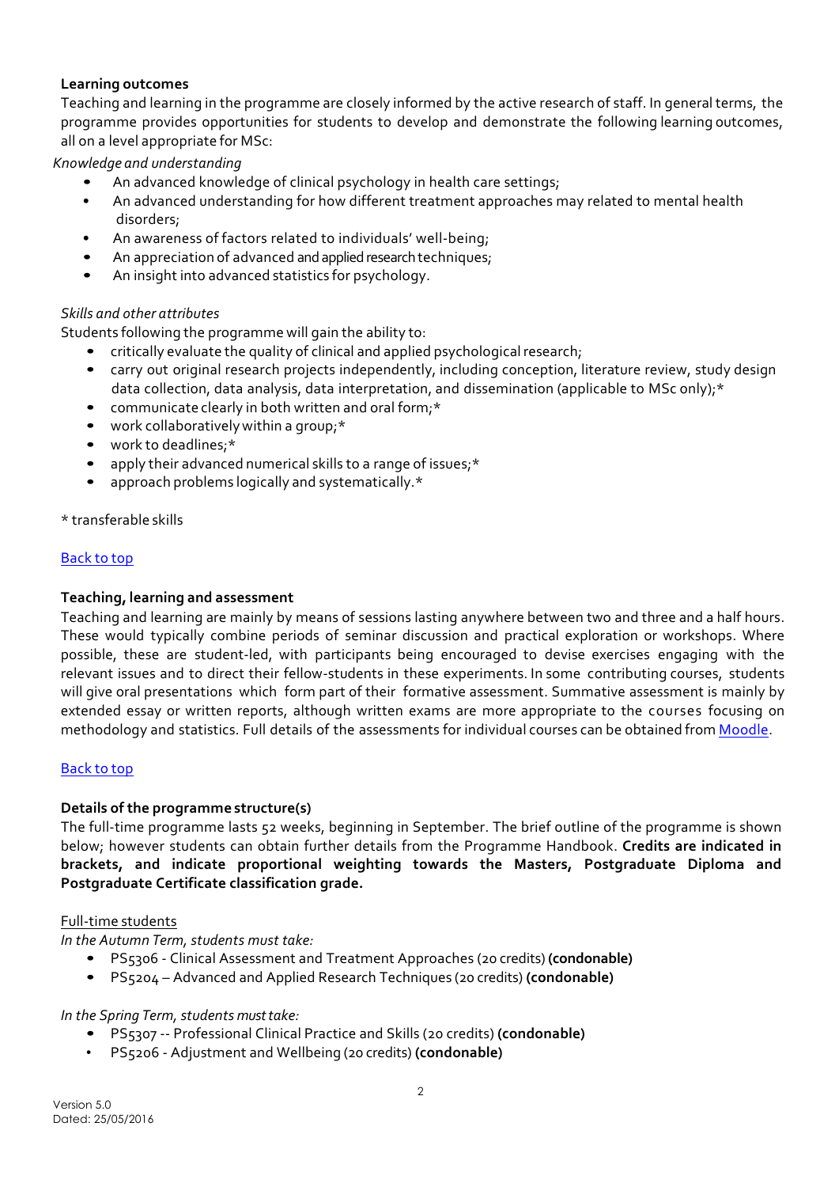**Learning outcomes**

Teaching and learning in the programme are closely informed by the active research of staff. In general terms, the programme provides opportunities for students to develop and demonstrate the following learning outcomes, all on a level appropriate for MSc:

*Knowledge and understanding*

- An advanced knowledge of clinical psychology in health care settings;
- An advanced understanding for how different treatment approaches may related to mental health disorders;
- An awareness of factors related to individuals' well-being;
- An appreciation of advanced and applied research techniques;
- An insight into advanced statistics for psychology.

*Skills and other attributes*

Students following the programme will gain the ability to:

- critically evaluate the quality of clinical and applied psychological research;
- carry out original research projects independently, including conception, literature review, study design data collection, data analysis, data interpretation, and dissemination (applicable to MSc only);*
- communicate clearly in both written and oral form;*
- work collaboratively within a group;*
- work to deadlines;*
- apply their advanced numerical skills to a range of issues;*
- approach problems logically and systematically.*

\* transferable skills

Back to top

**Teaching, learning and assessment**

Teaching and learning are mainly by means of sessions lasting anywhere between two and three and a half hours. These would typically combine periods of seminar discussion and practical exploration or workshops. Where possible, these are student-led, with participants being encouraged to devise exercises engaging with the relevant issues and to direct their fellow-students in these experiments. In some contributing courses, students will give oral presentations which form part of their formative assessment. Summative assessment is mainly by extended essay or written reports, although written exams are more appropriate to the courses focusing on methodology and statistics. Full details of the assessments for individual courses can be obtained from Moodle.

Back to top

**Details of the programme structure(s)**

The full-time programme lasts 52 weeks, beginning in September. The brief outline of the programme is shown below; however students can obtain further details from the Programme Handbook. **Credits are indicated in brackets, and indicate proportional weighting towards the Masters, Postgraduate Diploma and Postgraduate Certificate classification grade.**

Full-time students

*In the Autumn Term, students must take:*

- PS5306 - Clinical Assessment and Treatment Approaches (20 credits) **(condonable)**
- PS5204 – Advanced and Applied Research Techniques (20 credits) **(condonable)**

*In the Spring Term, students must take:*

- PS5307 -- Professional Clinical Practice and Skills (20 credits) **(condonable)**
- PS5206 - Adjustment and Wellbeing (20 credits) **(condonable)**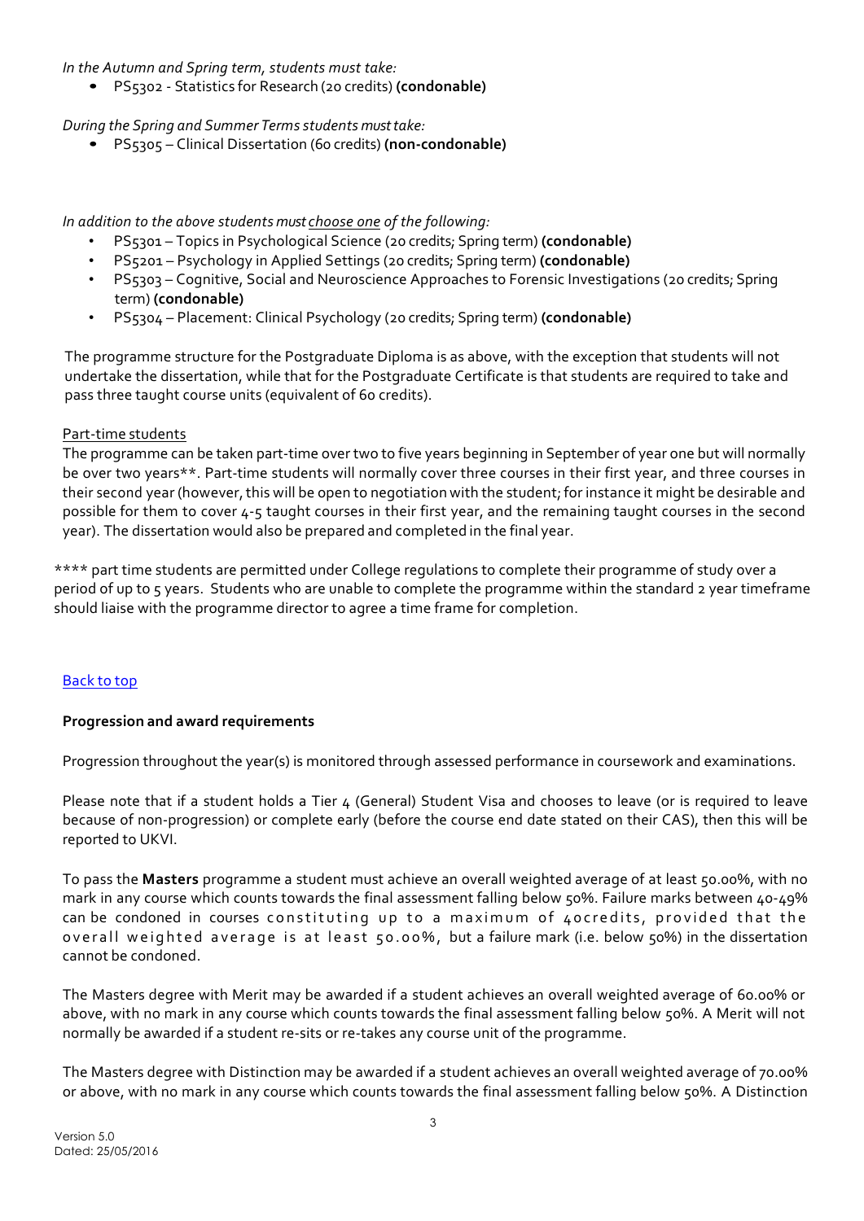*In the Autumn and Spring term, students must take:*

- PS5302 - Statistics for Research (20 credits) **(condonable)**

*During the Spring and Summer Terms students must take:*

- PS5305 – Clinical Dissertation (60 credits) **(non-condonable)**

*In addition to the above students must choose one of the following:*

- PS5301 – Topics in Psychological Science (20 credits; Spring term) **(condonable)**
- PS5201 – Psychology in Applied Settings (20 credits; Spring term) **(condonable)**
- PS5303 – Cognitive, Social and Neuroscience Approaches to Forensic Investigations (20 credits; Spring term) **(condonable)**
- PS5304 – Placement: Clinical Psychology (20 credits; Spring term) **(condonable)**

The programme structure for the Postgraduate Diploma is as above, with the exception that students will not undertake the dissertation, while that for the Postgraduate Certificate is that students are required to take and pass three taught course units (equivalent of 60 credits).

Part-time students

The programme can be taken part-time over two to five years beginning in September of year one but will normally be over two years**. Part-time students will normally cover three courses in their first year, and three courses in their second year (however, this will be open to negotiation with the student; for instance it might be desirable and possible for them to cover 4-5 taught courses in their first year, and the remaining taught courses in the second year). The dissertation would also be prepared and completed in the final year.

**** part time students are permitted under College regulations to complete their programme of study over a period of up to 5 years. Students who are unable to complete the programme within the standard 2 year timeframe should liaise with the programme director to agree a time frame for completion.

Back to top

**Progression and award requirements**

Progression throughout the year(s) is monitored through assessed performance in coursework and examinations.

Please note that if a student holds a Tier 4 (General) Student Visa and chooses to leave (or is required to leave because of non-progression) or complete early (before the course end date stated on their CAS), then this will be reported to UKVI.

To pass the **Masters** programme a student must achieve an overall weighted average of at least 50.00%, with no mark in any course which counts towards the final assessment falling below 50%. Failure marks between 40-49% can be condoned in courses constituting up to a maximum of 40credits, provided that the overall weighted average is at least 50.00%, but a failure mark (i.e. below 50%) in the dissertation cannot be condoned.

The Masters degree with Merit may be awarded if a student achieves an overall weighted average of 60.00% or above, with no mark in any course which counts towards the final assessment falling below 50%. A Merit will not normally be awarded if a student re-sits or re-takes any course unit of the programme.

The Masters degree with Distinction may be awarded if a student achieves an overall weighted average of 70.00% or above, with no mark in any course which counts towards the final assessment falling below 50%. A Distinction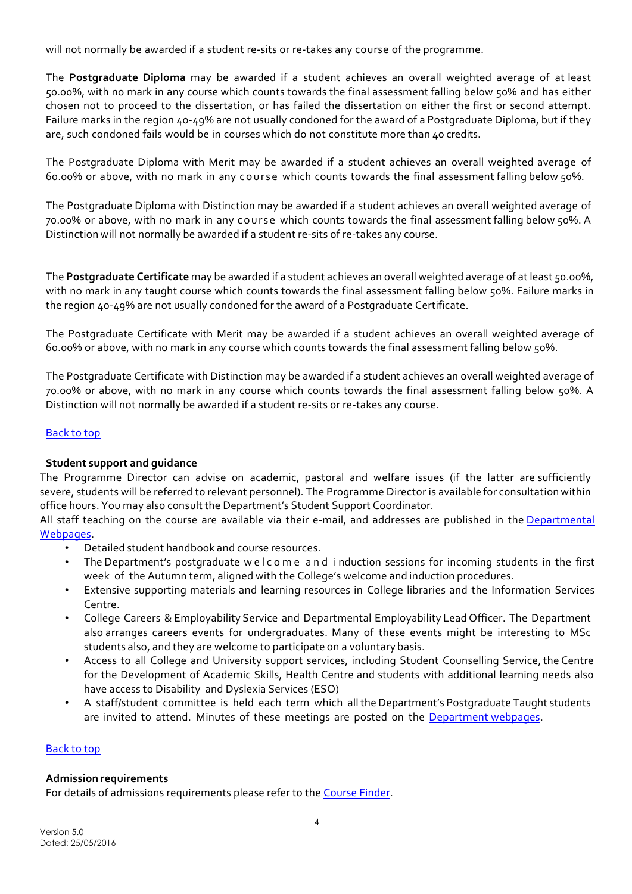will not normally be awarded if a student re-sits or re-takes any course of the programme.

The **Postgraduate Diploma** may be awarded if a student achieves an overall weighted average of at least 50.00%, with no mark in any course which counts towards the final assessment falling below 50% and has either chosen not to proceed to the dissertation, or has failed the dissertation on either the first or second attempt. Failure marks in the region 40-49% are not usually condoned for the award of a Postgraduate Diploma, but if they are, such condoned fails would be in courses which do not constitute more than 40 credits.

The Postgraduate Diploma with Merit may be awarded if a student achieves an overall weighted average of 60.00% or above, with no mark in any course which counts towards the final assessment falling below 50%.

The Postgraduate Diploma with Distinction may be awarded if a student achieves an overall weighted average of 70.00% or above, with no mark in any course which counts towards the final assessment falling below 50%. A Distinction will not normally be awarded if a student re-sits of re-takes any course.

The **Postgraduate Certificate** may be awarded if a student achieves an overall weighted average of at least 50.00%, with no mark in any taught course which counts towards the final assessment falling below 50%. Failure marks in the region 40-49% are not usually condoned for the award of a Postgraduate Certificate.

The Postgraduate Certificate with Merit may be awarded if a student achieves an overall weighted average of 60.00% or above, with no mark in any course which counts towards the final assessment falling below 50%.

The Postgraduate Certificate with Distinction may be awarded if a student achieves an overall weighted average of 70.00% or above, with no mark in any course which counts towards the final assessment falling below 50%. A Distinction will not normally be awarded if a student re-sits or re-takes any course.

[Back to top]

**Student support and guidance**

The Programme Director can advise on academic, pastoral and welfare issues (if the latter are sufficiently severe, students will be referred to relevant personnel). The Programme Director is available for consultation within office hours. You may also consult the Department's Student Support Coordinator.

All staff teaching on the course are available via their e-mail, and addresses are published in the [Departmental Webpages].

- Detailed student handbook and course resources.
- The Department's postgraduate welcome and induction sessions for incoming students in the first week of the Autumn term, aligned with the College's welcome and induction procedures.
- Extensive supporting materials and learning resources in College libraries and the Information Services Centre.
- College Careers & Employability Service and Departmental Employability Lead Officer. The Department also arranges careers events for undergraduates. Many of these events might be interesting to MSc students also, and they are welcome to participate on a voluntary basis.
- Access to all College and University support services, including Student Counselling Service, the Centre for the Development of Academic Skills, Health Centre and students with additional learning needs also have access to Disability and Dyslexia Services (ESO)
- A staff/student committee is held each term which all the Department's Postgraduate Taught students are invited to attend. Minutes of these meetings are posted on the [Department webpages].

[Back to top]

**Admission requirements**

For details of admissions requirements please refer to the [Course Finder].

Version 5.0
Dated: 25/05/2016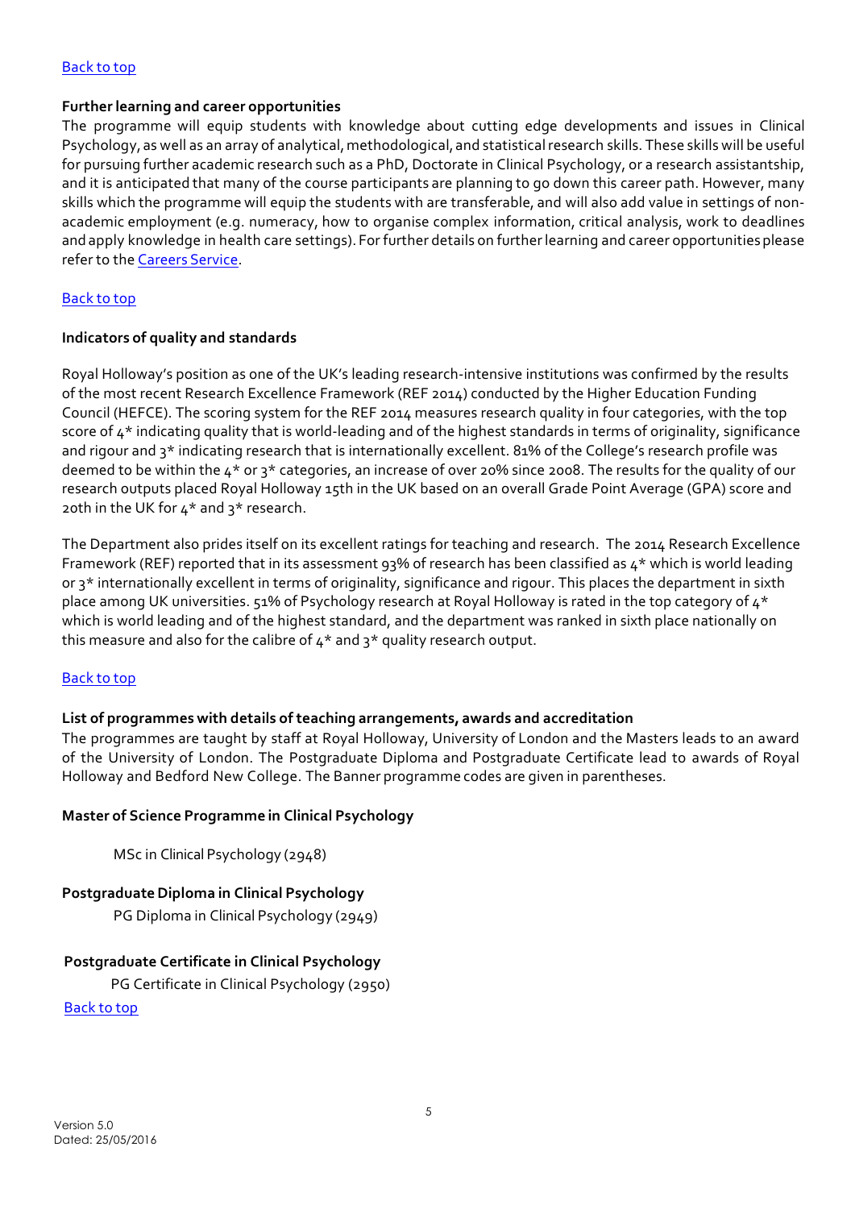[Back to top]

**Further learning and career opportunities**

The programme will equip students with knowledge about cutting edge developments and issues in Clinical Psychology, as well as an array of analytical, methodological, and statistical research skills. These skills will be useful for pursuing further academic research such as a PhD, Doctorate in Clinical Psychology, or a research assistantship, and it is anticipated that many of the course participants are planning to go down this career path. However, many skills which the programme will equip the students with are transferable, and will also add value in settings of non-academic employment (e.g. numeracy, how to organise complex information, critical analysis, work to deadlines and apply knowledge in health care settings). For further details on further learning and career opportunities please refer to the Careers Service.

[Back to top]

**Indicators of quality and standards**

Royal Holloway's position as one of the UK's leading research-intensive institutions was confirmed by the results of the most recent Research Excellence Framework (REF 2014) conducted by the Higher Education Funding Council (HEFCE). The scoring system for the REF 2014 measures research quality in four categories, with the top score of 4* indicating quality that is world-leading and of the highest standards in terms of originality, significance and rigour and 3* indicating research that is internationally excellent. 81% of the College's research profile was deemed to be within the 4* or 3* categories, an increase of over 20% since 2008. The results for the quality of our research outputs placed Royal Holloway 15th in the UK based on an overall Grade Point Average (GPA) score and 20th in the UK for 4* and 3* research.

The Department also prides itself on its excellent ratings for teaching and research. The 2014 Research Excellence Framework (REF) reported that in its assessment 93% of research has been classified as 4* which is world leading or 3* internationally excellent in terms of originality, significance and rigour. This places the department in sixth place among UK universities. 51% of Psychology research at Royal Holloway is rated in the top category of 4* which is world leading and of the highest standard, and the department was ranked in sixth place nationally on this measure and also for the calibre of 4* and 3* quality research output.

[Back to top]

**List of programmes with details of teaching arrangements, awards and accreditation**

The programmes are taught by staff at Royal Holloway, University of London and the Masters leads to an award of the University of London. The Postgraduate Diploma and Postgraduate Certificate lead to awards of Royal Holloway and Bedford New College. The Banner programme codes are given in parentheses.

**Master of Science Programme in Clinical Psychology**

MSc in Clinical Psychology (2948)

**Postgraduate Diploma in Clinical Psychology**

PG Diploma in Clinical Psychology (2949)

**Postgraduate Certificate in Clinical Psychology**

PG Certificate in Clinical Psychology (2950)

[Back to top]

Version 5.0
Dated: 25/05/2016